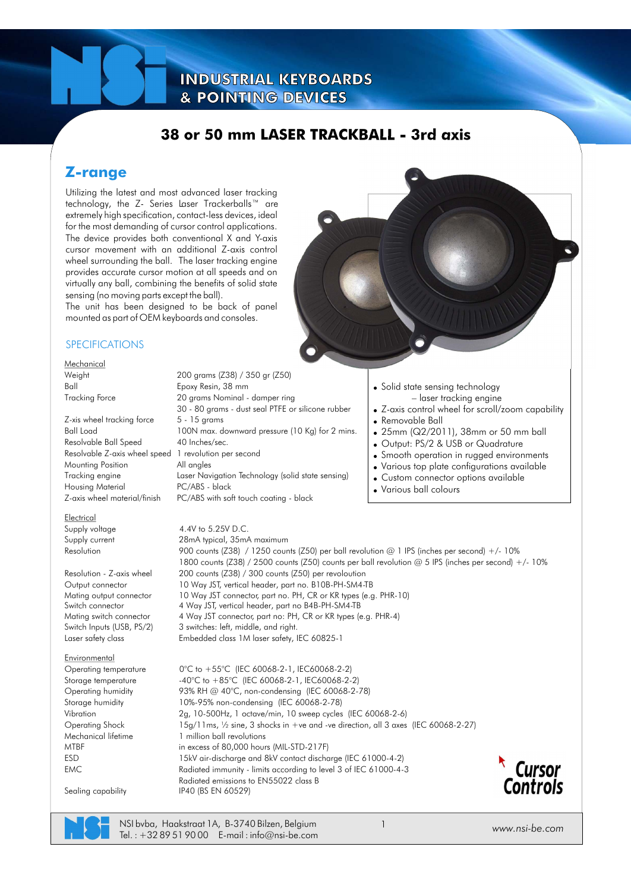INDUSTRIAL KEYBOARDS
& POINTING DEVICES

# 38 or 50 mm LASER TRACKBALL - 3rd axis

## Z-range

Utilizing the latest and most advanced laser tracking technology, the Z- Series Laser Trackerballs™ are extremely high specification, contact-less devices, ideal for the most demanding of cursor control applications. The device provides both conventional X and Y-axis cursor movement with an additional Z-axis control wheel surrounding the ball. The laser tracking engine provides accurate cursor motion at all speeds and on virtually any ball, combining the benefits of solid state sensing (no moving parts except the ball).
The unit has been designed to be back of panel mounted as part of OEM keyboards and consoles.

- Solid state sensing technology
  – laser tracking engine
- Z-axis control wheel for scroll/zoom capability
- Removable Ball
- 25mm (Q2/2011), 38mm or 50 mm ball
- Output: PS/2 & USB or Quadrature
- Smooth operation in rugged environments
- Various top plate configurations available
- Custom connector options available
- Various ball colours

### SPECIFICATIONS

**Mechanical**

| | |
|---|---|
| Weight | 200 grams (Z38) / 350 gr (Z50) |
| Ball | Epoxy Resin, 38 mm |
| Tracking Force | 20 grams Nominal - damper ring |
| | 30 - 80 grams - dust seal PTFE or silicone rubber |
| Z-xis wheel tracking force | 5 - 15 grams |
| Ball Load | 100N max. downward pressure (10 Kg) for 2 mins. |
| Resolvable Ball Speed | 40 Inches/sec. |
| Resolvable Z-axis wheel speed | 1 revolution per second |
| Mounting Position | All angles |
| Tracking engine | Laser Navigation Technology (solid state sensing) |
| Housing Material | PC/ABS - black |
| Z-axis wheel material/finish | PC/ABS with soft touch coating - black |

**Electrical**

| | |
|---|---|
| Supply voltage | 4.4V to 5.25V D.C. |
| Supply current | 28mA typical, 35mA maximum |
| Resolution | 900 counts (Z38) / 1250 counts (Z50) per ball revolution @ 1 IPS (inches per second) +/- 10% |
| | 1800 counts (Z38) / 2500 counts (Z50) counts per ball revolution @ 5 IPS (inches per second) +/- 10% |
| Resolution - Z-axis wheel | 200 counts (Z38) / 300 counts (Z50) per revoloution |
| Output connector | 10 Way JST, vertical header, part no. B10B-PH-SM4-TB |
| Mating output connector | 10 Way JST connector, part no. PH, CR or KR types (e.g. PHR-10) |
| Switch connector | 4 Way JST, vertical header, part no B4B-PH-SM4-TB |
| Mating switch connector | 4 Way JST connector, part no: PH, CR or KR types (e.g. PHR-4) |
| Switch Inputs (USB, PS/2) | 3 switches: left, middle, and right. |
| Laser safety class | Embedded class 1M laser safety, IEC 60825-1 |

**Environmental**

| | |
|---|---|
| Operating temperature | 0°C to +55°C (IEC 60068-2-1, IEC60068-2-2) |
| Storage temperature | -40°C to +85°C (IEC 60068-2-1, IEC60068-2-2) |
| Operating humidity | 93% RH @ 40°C, non-condensing (IEC 60068-2-78) |
| Storage humidity | 10%-95% non-condensing (IEC 60068-2-78) |
| Vibration | 2g, 10-500Hz, 1 octave/min, 10 sweep cycles (IEC 60068-2-6) |
| Operating Shock | 15g/11ms, ½ sine, 3 shocks in +ve and -ve direction, all 3 axes (IEC 60068-2-27) |
| Mechanical lifetime | 1 million ball revolutions |
| MTBF | in excess of 80,000 hours (MIL-STD-217F) |
| ESD | 15kV air-discharge and 8kV contact discharge (IEC 61000-4-2) |
| EMC | Radiated immunity - limits according to level 3 of IEC 61000-4-3 |
| | Radiated emissions to EN55022 class B |
| Sealing capability | IP40 (BS EN 60529) |

Cursor Controls

NSI bvba, Haakstraat 1A, B-3740 Bilzen, Belgium
Tel. : +32 89 51 90 00 E-mail : info@nsi-be.com
www.nsi-be.com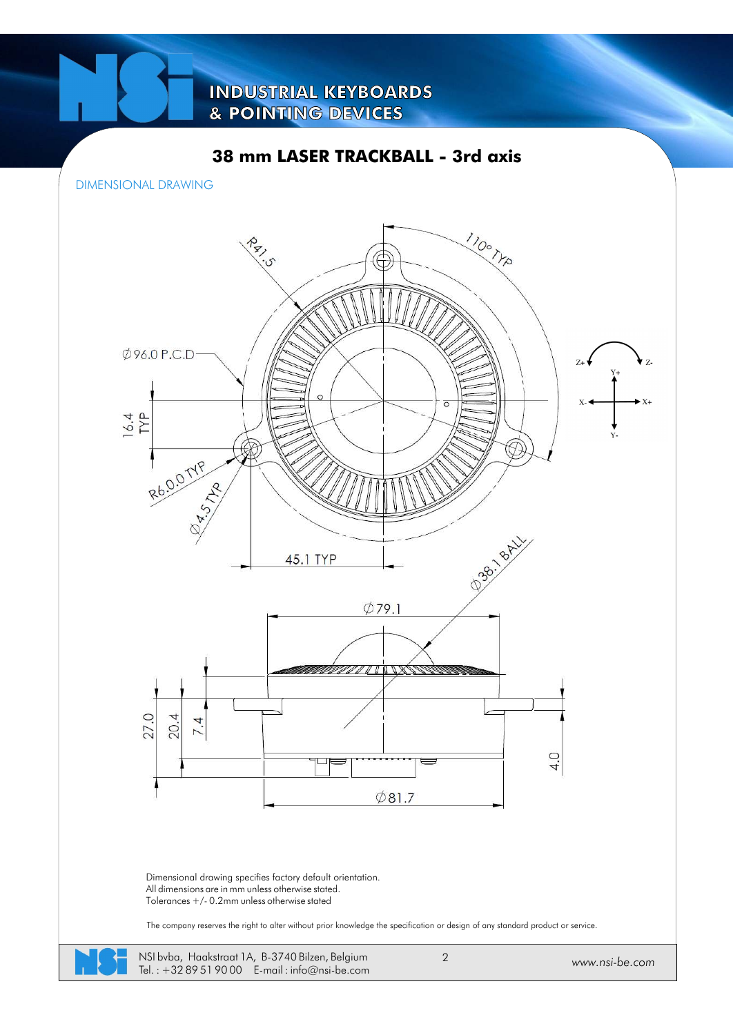# 38 mm LASER TRACKBALL - 3rd axis

DIMENSIONAL DRAWING

R41.5

110° TYP

Ø96.0 P.C.D

16.4 TYP

R6.0.0 TYP

Ø4.5 TYP

45.1 TYP

Ø38.1 BALL

Z+ Z-

Y+

X- X+

Y-

Ø79.1

27.0

20.4

7.4

4.0

Ø81.7

Dimensional drawing specifies factory default orientation.
All dimensions are in mm unless otherwise stated.
Tolerances +/- 0.2mm unless otherwise stated

The company reserves the right to alter without prior knowledge the specification or design of any standard product or service.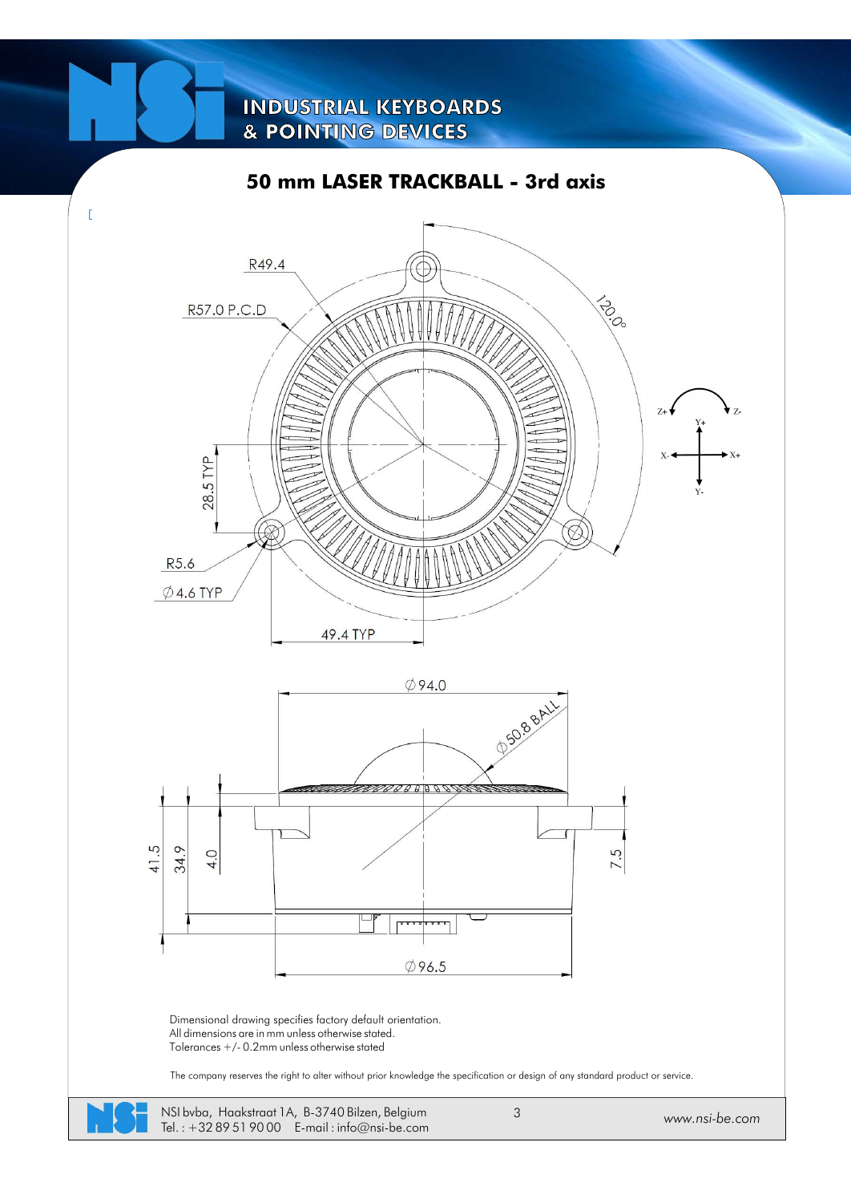# 50 mm LASER TRACKBALL - 3rd axis

[

R49.4

R57.0 P.C.D

120.0°

28.5 TYP

R5.6

∅4.6 TYP

49.4 TYP

Z+ Z-

Y+

X- X+

Y-

∅94.0

∅50.8 BALL

41.5

34.9

4.0

7.5

∅96.5

Dimensional drawing specifies factory default orientation.
All dimensions are in mm unless otherwise stated.
Tolerances +/- 0.2mm unless otherwise stated

The company reserves the right to alter without prior knowledge the specification or design of any standard product or service.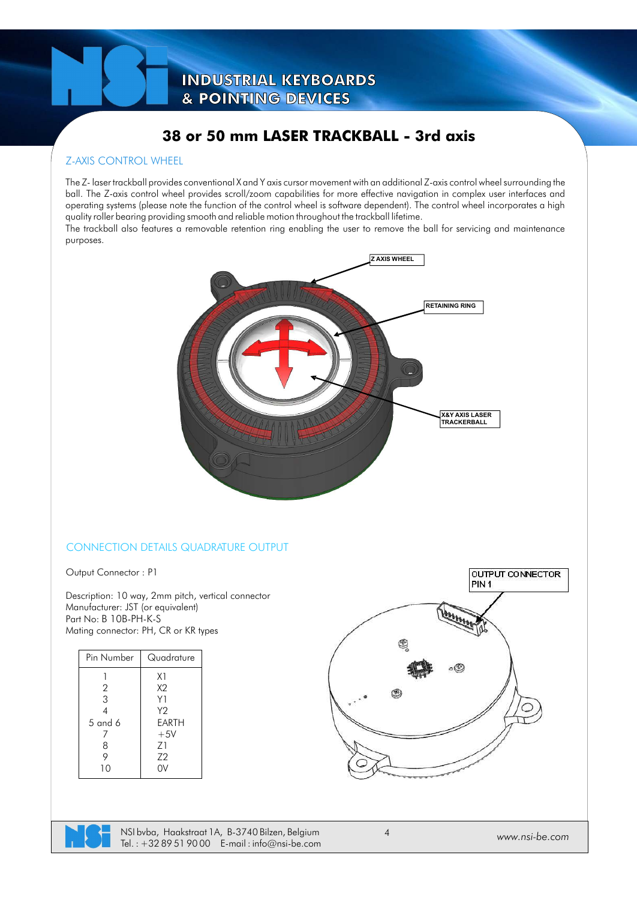# 38 or 50 mm LASER TRACKBALL - 3rd axis

## Z-AXIS CONTROL WHEEL

The Z- laser trackball provides conventional X and Y axis cursor movement with an additional Z-axis control wheel surrounding the ball. The Z-axis control wheel provides scroll/zoom capabilities for more effective navigation in complex user interfaces and operating systems (please note the function of the control wheel is software dependent). The control wheel incorporates a high quality roller bearing providing smooth and reliable motion throughout the trackball lifetime.
The trackball also features a removable retention ring enabling the user to remove the ball for servicing and maintenance purposes.

Z AXIS WHEEL

RETAINING RING

X&Y AXIS LASER TRACKERBALL

## CONNECTION DETAILS QUADRATURE OUTPUT

Output Connector : P1

Description: 10 way, 2mm pitch, vertical connector
Manufacturer: JST (or equivalent)
Part No: B 10B-PH-K-S
Mating connector: PH, CR or KR types

| Pin Number | Quadrature |
|---|---|
| 1 | X1 |
| 2 | X2 |
| 3 | Y1 |
| 4 | Y2 |
| 5 and 6 | EARTH |
| 7 | +5V |
| 8 | Z1 |
| 9 | Z2 |
| 10 | 0V |

OUTPUT CONNECTOR PIN 1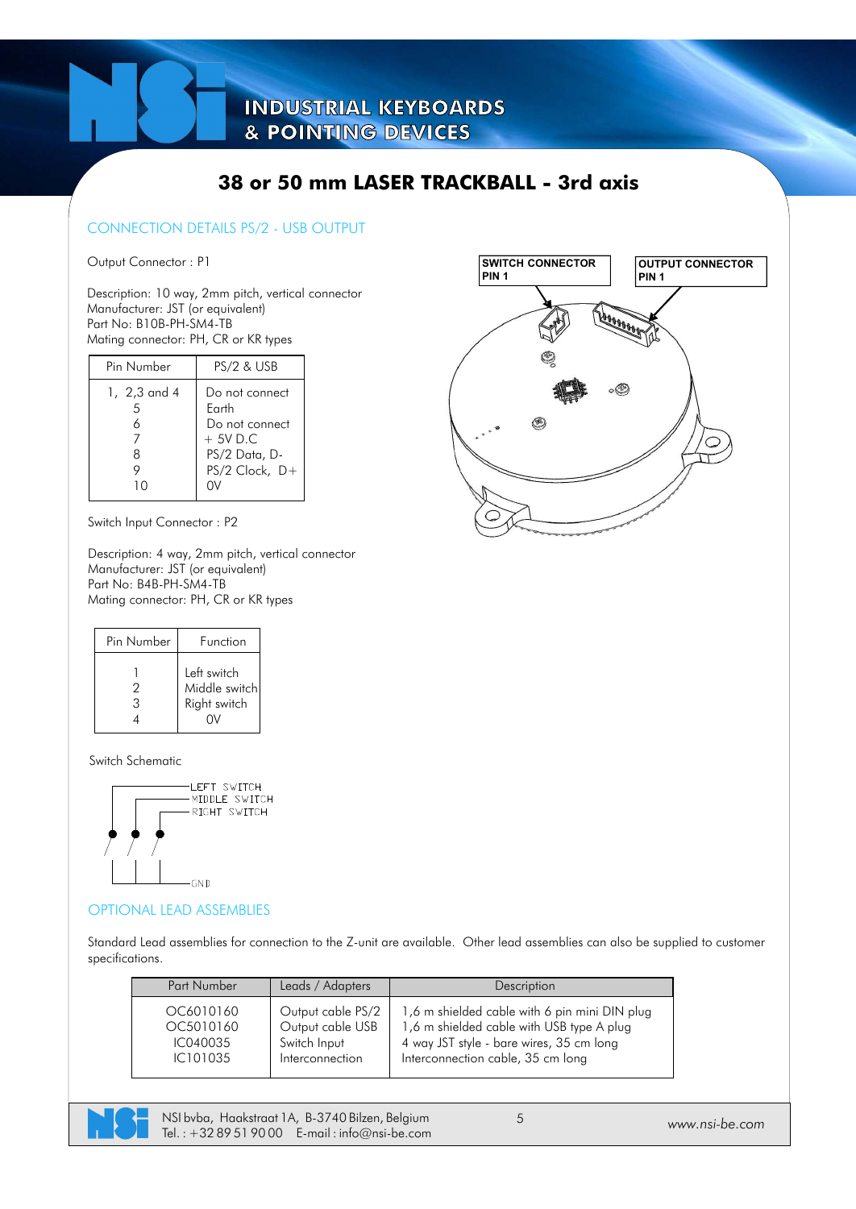# 38 or 50 mm LASER TRACKBALL - 3rd axis

## CONNECTION DETAILS PS/2 - USB OUTPUT

Output Connector : P1

Description: 10 way, 2mm pitch, vertical connector
Manufacturer: JST (or equivalent)
Part No: B10B-PH-SM4-TB
Mating connector: PH, CR or KR types

| Pin Number | PS/2 & USB |
|---|---|
| 1, 2,3 and 4 | Do not connect |
| 5 | Earth |
| 6 | Do not connect |
| 7 | + 5V D.C |
| 8 | PS/2 Data, D- |
| 9 | PS/2 Clock, D+ |
| 10 | 0V |

SWITCH CONNECTOR PIN 1

OUTPUT CONNECTOR PIN 1

Switch Input Connector : P2

Description: 4 way, 2mm pitch, vertical connector
Manufacturer: JST (or equivalent)
Part No: B4B-PH-SM4-TB
Mating connector: PH, CR or KR types

| Pin Number | Function |
|---|---|
| 1 | Left switch |
| 2 | Middle switch |
| 3 | Right switch |
| 4 | 0V |

Switch Schematic

LEFT SWITCH
MIDDLE SWITCH
RIGHT SWITCH
GND

## OPTIONAL LEAD ASSEMBLIES

Standard Lead assemblies for connection to the Z-unit are available. Other lead assemblies can also be supplied to customer specifications.

| Part Number | Leads / Adapters | Description |
|---|---|---|
| OC6010160 | Output cable PS/2 | 1,6 m shielded cable with 6 pin mini DIN plug |
| OC5010160 | Output cable USB | 1,6 m shielded cable with USB type A plug |
| IC040035 | Switch Input | 4 way JST style - bare wires, 35 cm long |
| IC101035 | Interconnection | Interconnection cable, 35 cm long |

NSI bvba, Haakstraat 1A, B-3740 Bilzen, Belgium
Tel. : +32 89 51 90 00 E-mail : info@nsi-be.com
www.nsi-be.com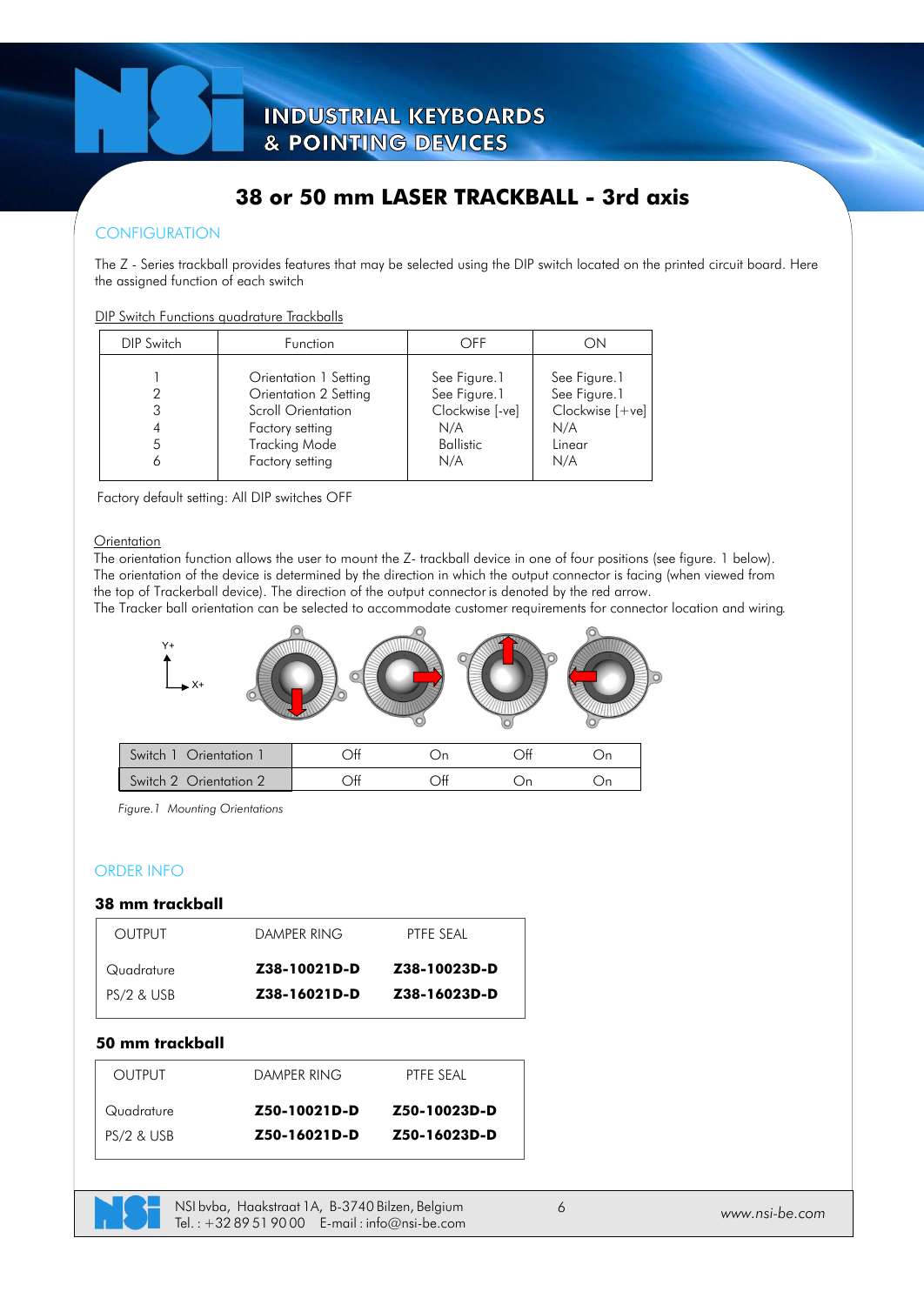# 38 or 50 mm LASER TRACKBALL - 3rd axis

## CONFIGURATION

The Z - Series trackball provides features that may be selected using the DIP switch located on the printed circuit board. Here the assigned function of each switch

DIP Switch Functions quadrature Trackballs

| DIP Switch | Function | OFF | ON |
|---|---|---|---|
| 1 | Orientation 1 Setting | See Figure.1 | See Figure.1 |
| 2 | Orientation 2 Setting | See Figure.1 | See Figure.1 |
| 3 | Scroll Orientation | Clockwise [-ve] | Clockwise [+ve] |
| 4 | Factory setting | N/A | N/A |
| 5 | Tracking Mode | Ballistic | Linear |
| 6 | Factory setting | N/A | N/A |

Factory default setting: All DIP switches OFF

Orientation

The orientation function allows the user to mount the Z- trackball device in one of four positions (see figure. 1 below). The orientation of the device is determined by the direction in which the output connector is facing (when viewed from the top of Trackerball device). The direction of the output connector is denoted by the red arrow.
The Tracker ball orientation can be selected to accommodate customer requirements for connector location and wiring.

Y+
X+

| | | | | |
|---|---|---|---|---|
| Switch 1 Orientation 1 | Off | On | Off | On |
| Switch 2 Orientation 2 | Off | Off | On | On |

*Figure.1 Mounting Orientations*

## ORDER INFO

### 38 mm trackball

| OUTPUT | DAMPER RING | PTFE SEAL |
|---|---|---|
| Quadrature | **Z38-10021D-D** | **Z38-10023D-D** |
| PS/2 & USB | **Z38-16021D-D** | **Z38-16023D-D** |

### 50 mm trackball

| OUTPUT | DAMPER RING | PTFE SEAL |
|---|---|---|
| Quadrature | **Z50-10021D-D** | **Z50-10023D-D** |
| PS/2 & USB | **Z50-16021D-D** | **Z50-16023D-D** |